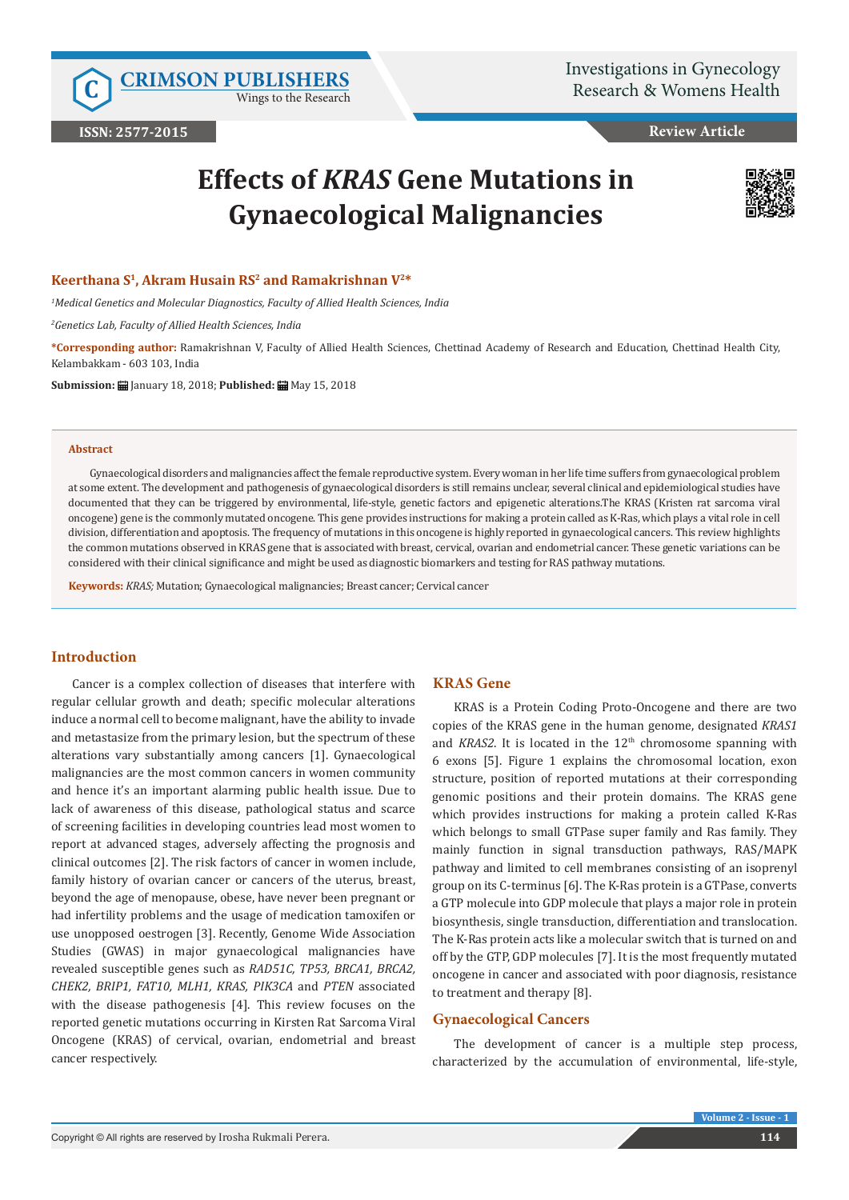# Effects of *KRAS* Gene Mutations in Gynaecological Malignancies

**Keerthana S[1], Akram Husain RS[2] and Ramakrishnan V[2]***

[1]*Medical Genetics and Molecular Diagnostics, Faculty of Allied Health Sciences, India*

[2]*Genetics Lab, Faculty of Allied Health Sciences, India*

**\*Corresponding author:** Ramakrishnan V, Faculty of Allied Health Sciences, Chettinad Academy of Research and Education, Chettinad Health City, Kelambakkam - 603 103, India

**Submission:** January 18, 2018; **Published:** May 15, 2018

### Abstract

Gynaecological disorders and malignancies affect the female reproductive system. Every woman in her life time suffers from gynaecological problem at some extent. The development and pathogenesis of gynaecological disorders is still remains unclear, several clinical and epidemiological studies have documented that they can be triggered by environmental, life-style, genetic factors and epigenetic alterations.The KRAS (Kristen rat sarcoma viral oncogene) gene is the commonly mutated oncogene. This gene provides instructions for making a protein called as K-Ras, which plays a vital role in cell division, differentiation and apoptosis. The frequency of mutations in this oncogene is highly reported in gynaecological cancers. This review highlights the common mutations observed in KRAS gene that is associated with breast, cervical, ovarian and endometrial cancer. These genetic variations can be considered with their clinical significance and might be used as diagnostic biomarkers and testing for RAS pathway mutations.

**Keywords:** *KRAS;* Mutation; Gynaecological malignancies; Breast cancer; Cervical cancer

## Introduction

Cancer is a complex collection of diseases that interfere with regular cellular growth and death; specific molecular alterations induce a normal cell to become malignant, have the ability to invade and metastasize from the primary lesion, but the spectrum of these alterations vary substantially among cancers [1]. Gynaecological malignancies are the most common cancers in women community and hence it's an important alarming public health issue. Due to lack of awareness of this disease, pathological status and scarce of screening facilities in developing countries lead most women to report at advanced stages, adversely affecting the prognosis and clinical outcomes [2]. The risk factors of cancer in women include, family history of ovarian cancer or cancers of the uterus, breast, beyond the age of menopause, obese, have never been pregnant or had infertility problems and the usage of medication tamoxifen or use unopposed oestrogen [3]. Recently, Genome Wide Association Studies (GWAS) in major gynaecological malignancies have revealed susceptible genes such as *RAD51C, TP53, BRCA1, BRCA2, CHEK2, BRIP1, FAT10, MLH1, KRAS, PIK3CA* and *PTEN* associated with the disease pathogenesis [4]. This review focuses on the reported genetic mutations occurring in Kirsten Rat Sarcoma Viral Oncogene (KRAS) of cervical, ovarian, endometrial and breast cancer respectively.

## KRAS Gene

KRAS is a Protein Coding Proto-Oncogene and there are two copies of the KRAS gene in the human genome, designated *KRAS1* and *KRAS2*. It is located in the 12th chromosome spanning with 6 exons [5]. Figure 1 explains the chromosomal location, exon structure, position of reported mutations at their corresponding genomic positions and their protein domains. The KRAS gene which provides instructions for making a protein called K-Ras which belongs to small GTPase super family and Ras family. They mainly function in signal transduction pathways, RAS/MAPK pathway and limited to cell membranes consisting of an isoprenyl group on its C-terminus [6]. The K-Ras protein is a GTPase, converts a GTP molecule into GDP molecule that plays a major role in protein biosynthesis, single transduction, differentiation and translocation. The K-Ras protein acts like a molecular switch that is turned on and off by the GTP, GDP molecules [7]. It is the most frequently mutated oncogene in cancer and associated with poor diagnosis, resistance to treatment and therapy [8].

## Gynaecological Cancers

The development of cancer is a multiple step process, characterized by the accumulation of environmental, life-style,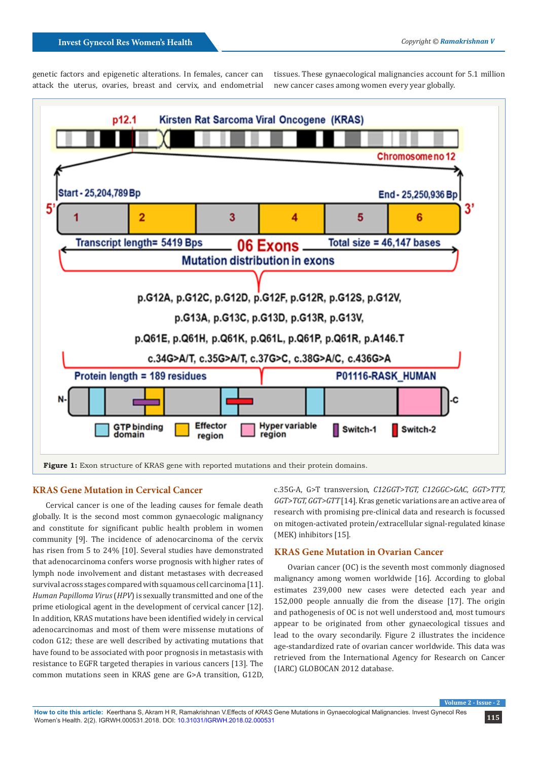genetic factors and epigenetic alterations. In females, cancer can attack the uterus, ovaries, breast and cervix, and endometrial tissues. These gynaecological malignancies account for 5.1 million new cancer cases among women every year globally.

**Figure 1:** Exon structure of KRAS gene with reported mutations and their protein domains.

## KRAS Gene Mutation in Cervical Cancer

Cervical cancer is one of the leading causes for female death globally. It is the second most common gynaecologic malignancy and constitute for significant public health problem in women community [9]. The incidence of adenocarcinoma of the cervix has risen from 5 to 24% [10]. Several studies have demonstrated that adenocarcinoma confers worse prognosis with higher rates of lymph node involvement and distant metastases with decreased survival across stages compared with squamous cell carcinoma [11]. *Human Papilloma Virus* (*HPV*) is sexually transmitted and one of the prime etiological agent in the development of cervical cancer [12]. In addition, KRAS mutations have been identified widely in cervical adenocarcinomas and most of them were missense mutations of codon G12; these are well described by activating mutations that have found to be associated with poor prognosis in metastasis with resistance to EGFR targeted therapies in various cancers [13]. The common mutations seen in KRAS gene are G>A transition, G12D, c.35G-A, G>T transversion, *C12GGT>TGT, C12GGC>GAC, GGT>TTT, GGT>TGT, GGT>GTT* [14]. Kras genetic variations are an active area of research with promising pre-clinical data and research is focussed on mitogen-activated protein/extracellular signal-regulated kinase (MEK) inhibitors [15].

## KRAS Gene Mutation in Ovarian Cancer

Ovarian cancer (OC) is the seventh most commonly diagnosed malignancy among women worldwide [16]. According to global estimates 239,000 new cases were detected each year and 152,000 people annually die from the disease [17]. The origin and pathogenesis of OC is not well understood and, most tumours appear to be originated from other gynaecological tissues and lead to the ovary secondarly. Figure 2 illustrates the incidence age-standardized rate of ovarian cancer worldwide. This data was retrieved from the International Agency for Research on Cancer (IARC) GLOBOCAN 2012 database.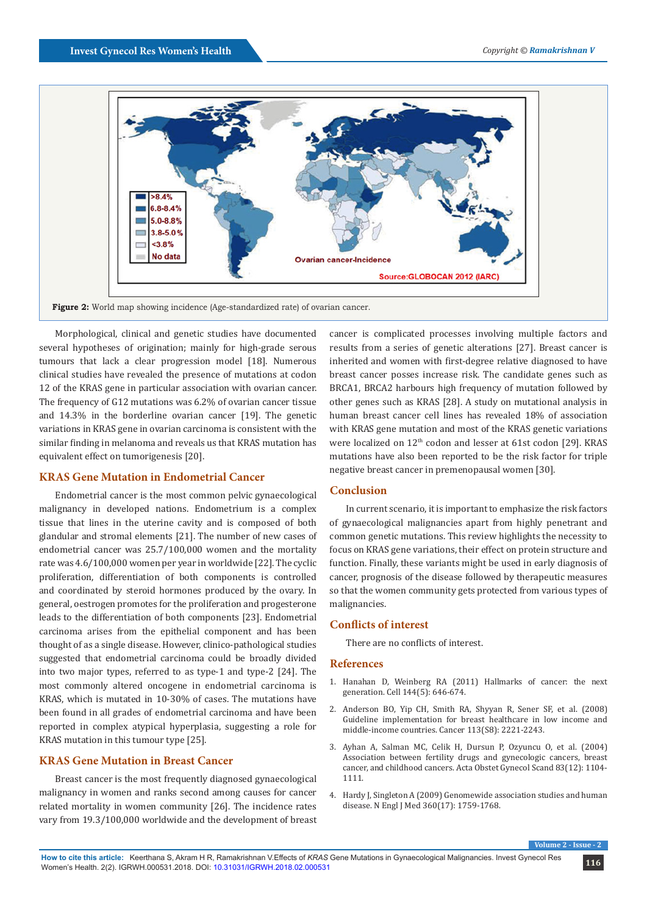Figure 2: World map showing incidence (Age-standardized rate) of ovarian cancer.

Morphological, clinical and genetic studies have documented several hypotheses of origination; mainly for high-grade serous tumours that lack a clear progression model [18]. Numerous clinical studies have revealed the presence of mutations at codon 12 of the KRAS gene in particular association with ovarian cancer. The frequency of G12 mutations was 6.2% of ovarian cancer tissue and 14.3% in the borderline ovarian cancer [19]. The genetic variations in KRAS gene in ovarian carcinoma is consistent with the similar finding in melanoma and reveals us that KRAS mutation has equivalent effect on tumorigenesis [20].

## KRAS Gene Mutation in Endometrial Cancer

Endometrial cancer is the most common pelvic gynaecological malignancy in developed nations. Endometrium is a complex tissue that lines in the uterine cavity and is composed of both glandular and stromal elements [21]. The number of new cases of endometrial cancer was 25.7/100,000 women and the mortality rate was 4.6/100,000 women per year in worldwide [22]. The cyclic proliferation, differentiation of both components is controlled and coordinated by steroid hormones produced by the ovary. In general, oestrogen promotes for the proliferation and progesterone leads to the differentiation of both components [23]. Endometrial carcinoma arises from the epithelial component and has been thought of as a single disease. However, clinico-pathological studies suggested that endometrial carcinoma could be broadly divided into two major types, referred to as type-1 and type-2 [24]. The most commonly altered oncogene in endometrial carcinoma is KRAS, which is mutated in 10-30% of cases. The mutations have been found in all grades of endometrial carcinoma and have been reported in complex atypical hyperplasia, suggesting a role for KRAS mutation in this tumour type [25].

## KRAS Gene Mutation in Breast Cancer

Breast cancer is the most frequently diagnosed gynaecological malignancy in women and ranks second among causes for cancer related mortality in women community [26]. The incidence rates vary from 19.3/100,000 worldwide and the development of breast cancer is complicated processes involving multiple factors and results from a series of genetic alterations [27]. Breast cancer is inherited and women with first-degree relative diagnosed to have breast cancer posses increase risk. The candidate genes such as BRCA1, BRCA2 harbours high frequency of mutation followed by other genes such as KRAS [28]. A study on mutational analysis in human breast cancer cell lines has revealed 18% of association with KRAS gene mutation and most of the KRAS genetic variations were localized on 12$^{th}$ codon and lesser at 61st codon [29]. KRAS mutations have also been reported to be the risk factor for triple negative breast cancer in premenopausal women [30].

## Conclusion

In current scenario, it is important to emphasize the risk factors of gynaecological malignancies apart from highly penetrant and common genetic mutations. This review highlights the necessity to focus on KRAS gene variations, their effect on protein structure and function. Finally, these variants might be used in early diagnosis of cancer, prognosis of the disease followed by therapeutic measures so that the women community gets protected from various types of malignancies.

## Conflicts of interest

There are no conflicts of interest.

## References

1. Hanahan D, Weinberg RA (2011) Hallmarks of cancer: the next generation. Cell 144(5): 646-674.
2. Anderson BO, Yip CH, Smith RA, Shyyan R, Sener SF, et al. (2008) Guideline implementation for breast healthcare in low income and middle-income countries. Cancer 113(S8): 2221-2243.
3. Ayhan A, Salman MC, Celik H, Dursun P, Ozyuncu O, et al. (2004) Association between fertility drugs and gynecologic cancers, breast cancer, and childhood cancers. Acta Obstet Gynecol Scand 83(12): 1104-1111.
4. Hardy J, Singleton A (2009) Genomewide association studies and human disease. N Engl J Med 360(17): 1759-1768.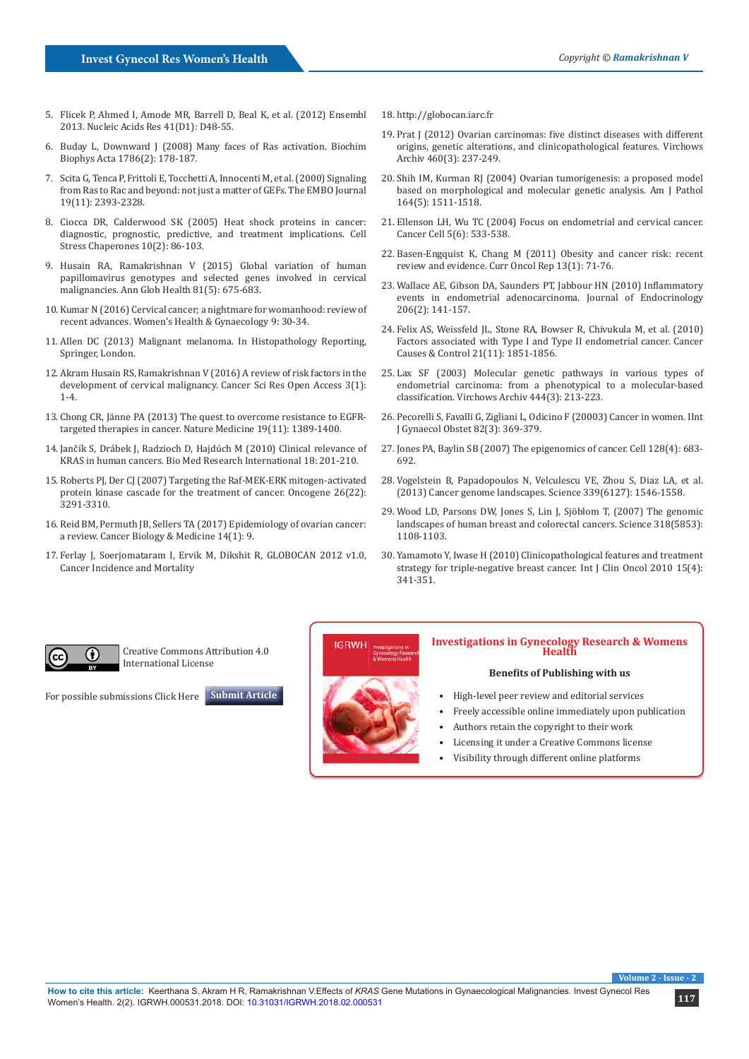5. Flicek P, Ahmed I, Amode MR, Barrell D, Beal K, et al. (2012) Ensembl 2013. Nucleic Acids Res 41(D1): D48-55.

6. Buday L, Downward J (2008) Many faces of Ras activation. Biochim Biophys Acta 1786(2): 178-187.

7. Scita G, Tenca P, Frittoli E, Tocchetti A, Innocenti M, et al. (2000) Signaling from Ras to Rac and beyond: not just a matter of GEFs. The EMBO Journal 19(11): 2393-2328.

8. Ciocca DR, Calderwood SK (2005) Heat shock proteins in cancer: diagnostic, prognostic, predictive, and treatment implications. Cell Stress Chaperones 10(2): 86-103.

9. Husain RA, Ramakrishnan V (2015) Global variation of human papillomavirus genotypes and selected genes involved in cervical malignancies. Ann Glob Health 81(5): 675-683.

10. Kumar N (2016) Cervical cancer; a nightmare for womanhood: review of recent advances. Women's Health & Gynaecology 9: 30-34.

11. Allen DC (2013) Malignant melanoma. In Histopathology Reporting, Springer, London.

12. Akram Husain RS, Ramakrishnan V (2016) A review of risk factors in the development of cervical malignancy. Cancer Sci Res Open Access 3(1): 1-4.

13. Chong CR, Jänne PA (2013) The quest to overcome resistance to EGFR-targeted therapies in cancer. Nature Medicine 19(11): 1389-1400.

14. Jančík S, Drábek J, Radzioch D, Hajdúch M (2010) Clinical relevance of KRAS in human cancers. Bio Med Research International 18: 201-210.

15. Roberts PJ, Der CJ (2007) Targeting the Raf-MEK-ERK mitogen-activated protein kinase cascade for the treatment of cancer. Oncogene 26(22): 3291-3310.

16. Reid BM, Permuth JB, Sellers TA (2017) Epidemiology of ovarian cancer: a review. Cancer Biology & Medicine 14(1): 9.

17. Ferlay J, Soerjomataram I, Ervik M, Dikshit R, GLOBOCAN 2012 v1.0, Cancer Incidence and Mortality

18. http://globocan.iarc.fr

19. Prat J (2012) Ovarian carcinomas: five distinct diseases with different origins, genetic alterations, and clinicopathological features. Virchows Archiv 460(3): 237-249.

20. Shih IM, Kurman RJ (2004) Ovarian tumorigenesis: a proposed model based on morphological and molecular genetic analysis. Am J Pathol 164(5): 1511-1518.

21. Ellenson LH, Wu TC (2004) Focus on endometrial and cervical cancer. Cancer Cell 5(6): 533-538.

22. Basen-Engquist K, Chang M (2011) Obesity and cancer risk: recent review and evidence. Curr Oncol Rep 13(1): 71-76.

23. Wallace AE, Gibson DA, Saunders PT, Jabbour HN (2010) Inflammatory events in endometrial adenocarcinoma. Journal of Endocrinology 206(2): 141-157.

24. Felix AS, Weissfeld JL, Stone RA, Bowser R, Chivukula M, et al. (2010) Factors associated with Type I and Type II endometrial cancer. Cancer Causes & Control 21(11): 1851-1856.

25. Lax SF (2003) Molecular genetic pathways in various types of endometrial carcinoma: from a phenotypical to a molecular-based classification. Virchows Archiv 444(3): 213-223.

26. Pecorelli S, Favalli G, Zigliani L, Odicino F (20003) Cancer in women. IInt J Gynaecol Obstet 82(3): 369-379.

27. Jones PA, Baylin SB (2007) The epigenomics of cancer. Cell 128(4): 683-692.

28. Vogelstein B, Papadopoulos N, Velculescu VE, Zhou S, Diaz LA, et al. (2013) Cancer genome landscapes. Science 339(6127): 1546-1558.

29. Wood LD, Parsons DW, Jones S, Lin J, Sjöblom T, (2007) The genomic landscapes of human breast and colorectal cancers. Science 318(5853): 1108-1103.

30. Yamamoto Y, Iwase H (2010) Clinicopathological features and treatment strategy for triple-negative breast cancer. Int J Clin Oncol 2010 15(4): 341-351.

Creative Commons Attribution 4.0 International License

For possible submissions Click Here **Submit Article**

**Investigations in Gynecology Research & Womens Health**

**Benefits of Publishing with us**

- High-level peer review and editorial services
- Freely accessible online immediately upon publication
- Authors retain the copyright to their work
- Licensing it under a Creative Commons license
- Visibility through different online platforms

**How to cite this article:** Keerthana S, Akram H R, Ramakrishnan V.Effects of *KRAS* Gene Mutations in Gynaecological Malignancies. Invest Gynecol Res Women's Health. 2(2). IGRWH.000531.2018. DOI: 10.31031/IGRWH.2018.02.000531